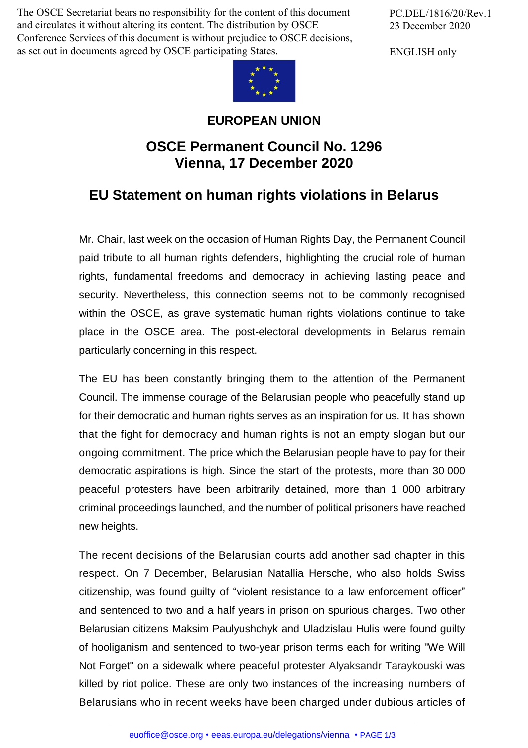The OSCE Secretariat bears no responsibility for the content of this document and circulates it without altering its content. The distribution by OSCE Conference Services of this document is without prejudice to OSCE decisions, as set out in documents agreed by OSCE participating States.

PC.DEL/1816/20/Rev.1
23 December 2020

ENGLISH only

**EUROPEAN UNION**

# OSCE Permanent Council No. 1296
# Vienna, 17 December 2020

## EU Statement on human rights violations in Belarus

Mr. Chair, last week on the occasion of Human Rights Day, the Permanent Council paid tribute to all human rights defenders, highlighting the crucial role of human rights, fundamental freedoms and democracy in achieving lasting peace and security. Nevertheless, this connection seems not to be commonly recognised within the OSCE, as grave systematic human rights violations continue to take place in the OSCE area. The post-electoral developments in Belarus remain particularly concerning in this respect.

The EU has been constantly bringing them to the attention of the Permanent Council. The immense courage of the Belarusian people who peacefully stand up for their democratic and human rights serves as an inspiration for us. It has shown that the fight for democracy and human rights is not an empty slogan but our ongoing commitment. The price which the Belarusian people have to pay for their democratic aspirations is high. Since the start of the protests, more than 30 000 peaceful protesters have been arbitrarily detained, more than 1 000 arbitrary criminal proceedings launched, and the number of political prisoners have reached new heights.

The recent decisions of the Belarusian courts add another sad chapter in this respect. On 7 December, Belarusian Natallia Hersche, who also holds Swiss citizenship, was found guilty of "violent resistance to a law enforcement officer" and sentenced to two and a half years in prison on spurious charges. Two other Belarusian citizens Maksim Paulyushchyk and Uladzislau Hulis were found guilty of hooliganism and sentenced to two-year prison terms each for writing "We Will Not Forget" on a sidewalk where peaceful protester Alyaksandr Taraykouski was killed by riot police. These are only two instances of the increasing numbers of Belarusians who in recent weeks have been charged under dubious articles of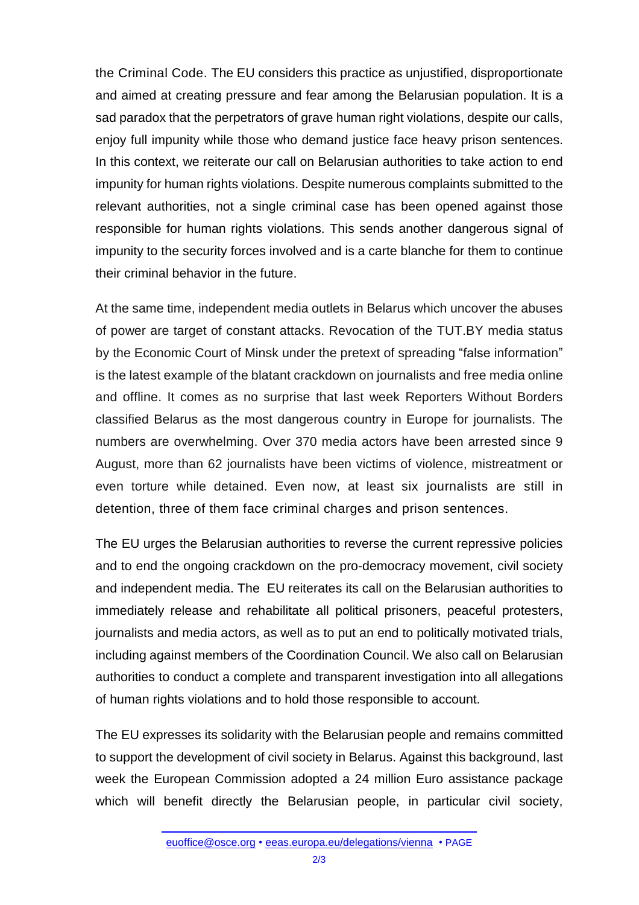the Criminal Code. The EU considers this practice as unjustified, disproportionate and aimed at creating pressure and fear among the Belarusian population. It is a sad paradox that the perpetrators of grave human right violations, despite our calls, enjoy full impunity while those who demand justice face heavy prison sentences. In this context, we reiterate our call on Belarusian authorities to take action to end impunity for human rights violations. Despite numerous complaints submitted to the relevant authorities, not a single criminal case has been opened against those responsible for human rights violations. This sends another dangerous signal of impunity to the security forces involved and is a carte blanche for them to continue their criminal behavior in the future.

At the same time, independent media outlets in Belarus which uncover the abuses of power are target of constant attacks. Revocation of the TUT.BY media status by the Economic Court of Minsk under the pretext of spreading "false information" is the latest example of the blatant crackdown on journalists and free media online and offline. It comes as no surprise that last week Reporters Without Borders classified Belarus as the most dangerous country in Europe for journalists. The numbers are overwhelming. Over 370 media actors have been arrested since 9 August, more than 62 journalists have been victims of violence, mistreatment or even torture while detained. Even now, at least six journalists are still in detention, three of them face criminal charges and prison sentences.

The EU urges the Belarusian authorities to reverse the current repressive policies and to end the ongoing crackdown on the pro-democracy movement, civil society and independent media. The EU reiterates its call on the Belarusian authorities to immediately release and rehabilitate all political prisoners, peaceful protesters, journalists and media actors, as well as to put an end to politically motivated trials, including against members of the Coordination Council. We also call on Belarusian authorities to conduct a complete and transparent investigation into all allegations of human rights violations and to hold those responsible to account.

The EU expresses its solidarity with the Belarusian people and remains committed to support the development of civil society in Belarus. Against this background, last week the European Commission adopted a 24 million Euro assistance package which will benefit directly the Belarusian people, in particular civil society,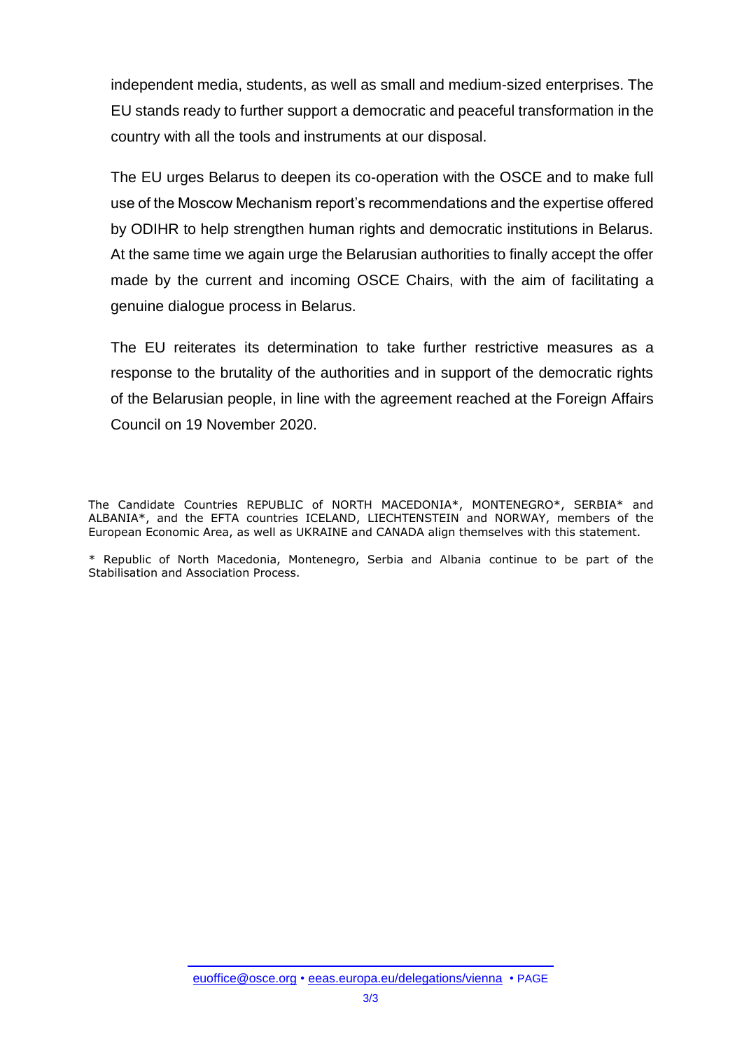independent media, students, as well as small and medium-sized enterprises. The EU stands ready to further support a democratic and peaceful transformation in the country with all the tools and instruments at our disposal.

The EU urges Belarus to deepen its co-operation with the OSCE and to make full use of the Moscow Mechanism report's recommendations and the expertise offered by ODIHR to help strengthen human rights and democratic institutions in Belarus. At the same time we again urge the Belarusian authorities to finally accept the offer made by the current and incoming OSCE Chairs, with the aim of facilitating a genuine dialogue process in Belarus.

The EU reiterates its determination to take further restrictive measures as a response to the brutality of the authorities and in support of the democratic rights of the Belarusian people, in line with the agreement reached at the Foreign Affairs Council on 19 November 2020.

The Candidate Countries REPUBLIC of NORTH MACEDONIA*, MONTENEGRO*, SERBIA* and ALBANIA*, and the EFTA countries ICELAND, LIECHTENSTEIN and NORWAY, members of the European Economic Area, as well as UKRAINE and CANADA align themselves with this statement.

* Republic of North Macedonia, Montenegro, Serbia and Albania continue to be part of the Stabilisation and Association Process.